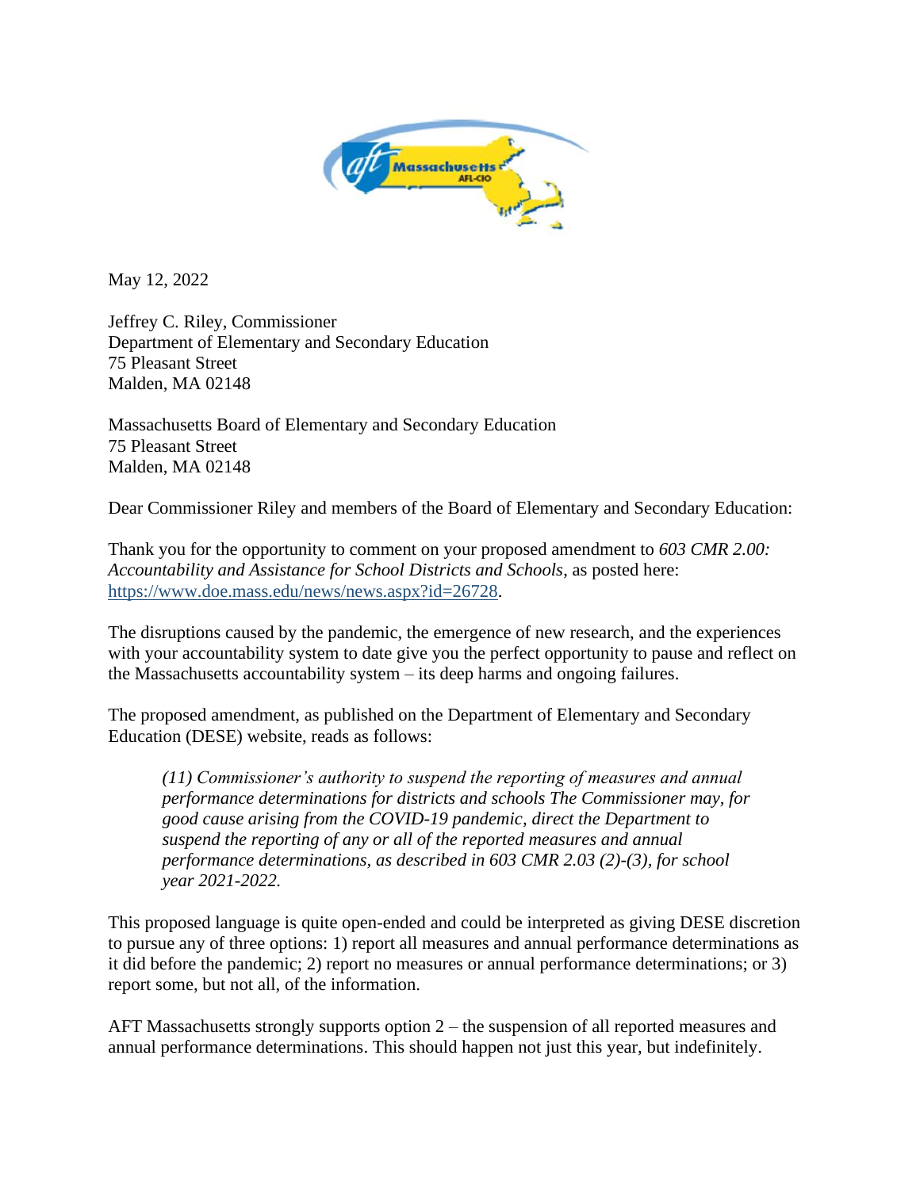May 12, 2022

Jeffrey C. Riley, Commissioner
Department of Elementary and Secondary Education
75 Pleasant Street
Malden, MA 02148

Massachusetts Board of Elementary and Secondary Education
75 Pleasant Street
Malden, MA 02148

Dear Commissioner Riley and members of the Board of Elementary and Secondary Education:

Thank you for the opportunity to comment on your proposed amendment to *603 CMR 2.00: Accountability and Assistance for School Districts and Schools*, as posted here: https://www.doe.mass.edu/news/news.aspx?id=26728.

The disruptions caused by the pandemic, the emergence of new research, and the experiences with your accountability system to date give you the perfect opportunity to pause and reflect on the Massachusetts accountability system – its deep harms and ongoing failures.

The proposed amendment, as published on the Department of Elementary and Secondary Education (DESE) website, reads as follows:

> *(11) Commissioner's authority to suspend the reporting of measures and annual performance determinations for districts and schools The Commissioner may, for good cause arising from the COVID-19 pandemic, direct the Department to suspend the reporting of any or all of the reported measures and annual performance determinations, as described in 603 CMR 2.03 (2)-(3), for school year 2021-2022.*

This proposed language is quite open-ended and could be interpreted as giving DESE discretion to pursue any of three options: 1) report all measures and annual performance determinations as it did before the pandemic; 2) report no measures or annual performance determinations; or 3) report some, but not all, of the information.

AFT Massachusetts strongly supports option 2 – the suspension of all reported measures and annual performance determinations. This should happen not just this year, but indefinitely.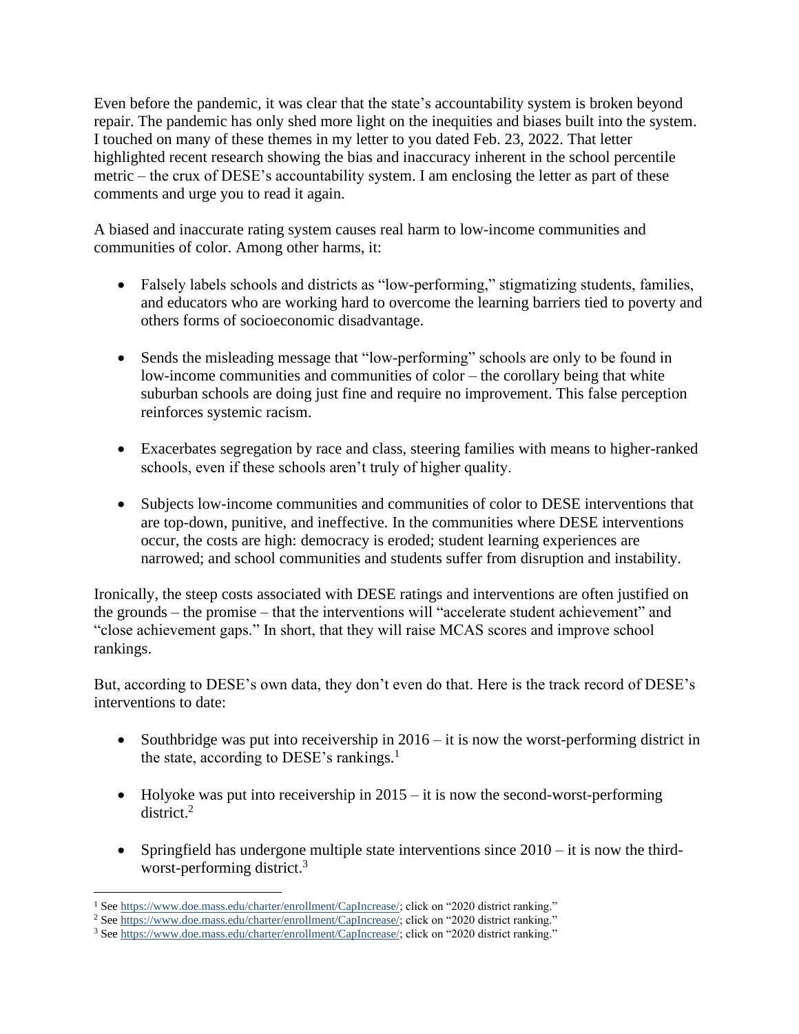Even before the pandemic, it was clear that the state's accountability system is broken beyond repair. The pandemic has only shed more light on the inequities and biases built into the system. I touched on many of these themes in my letter to you dated Feb. 23, 2022. That letter highlighted recent research showing the bias and inaccuracy inherent in the school percentile metric – the crux of DESE's accountability system. I am enclosing the letter as part of these comments and urge you to read it again.

A biased and inaccurate rating system causes real harm to low-income communities and communities of color. Among other harms, it:

- Falsely labels schools and districts as "low-performing," stigmatizing students, families, and educators who are working hard to overcome the learning barriers tied to poverty and others forms of socioeconomic disadvantage.

- Sends the misleading message that "low-performing" schools are only to be found in low-income communities and communities of color – the corollary being that white suburban schools are doing just fine and require no improvement. This false perception reinforces systemic racism.

- Exacerbates segregation by race and class, steering families with means to higher-ranked schools, even if these schools aren't truly of higher quality.

- Subjects low-income communities and communities of color to DESE interventions that are top-down, punitive, and ineffective. In the communities where DESE interventions occur, the costs are high: democracy is eroded; student learning experiences are narrowed; and school communities and students suffer from disruption and instability.

Ironically, the steep costs associated with DESE ratings and interventions are often justified on the grounds – the promise – that the interventions will "accelerate student achievement" and "close achievement gaps." In short, that they will raise MCAS scores and improve school rankings.

But, according to DESE's own data, they don't even do that. Here is the track record of DESE's interventions to date:

- Southbridge was put into receivership in 2016 – it is now the worst-performing district in the state, according to DESE's rankings.[1]

- Holyoke was put into receivership in 2015 – it is now the second-worst-performing district.[2]

- Springfield has undergone multiple state interventions since 2010 – it is now the third-worst-performing district.[3]

[1] See https://www.doe.mass.edu/charter/enrollment/CapIncrease/; click on "2020 district ranking."
[2] See https://www.doe.mass.edu/charter/enrollment/CapIncrease/; click on "2020 district ranking."
[3] See https://www.doe.mass.edu/charter/enrollment/CapIncrease/; click on "2020 district ranking."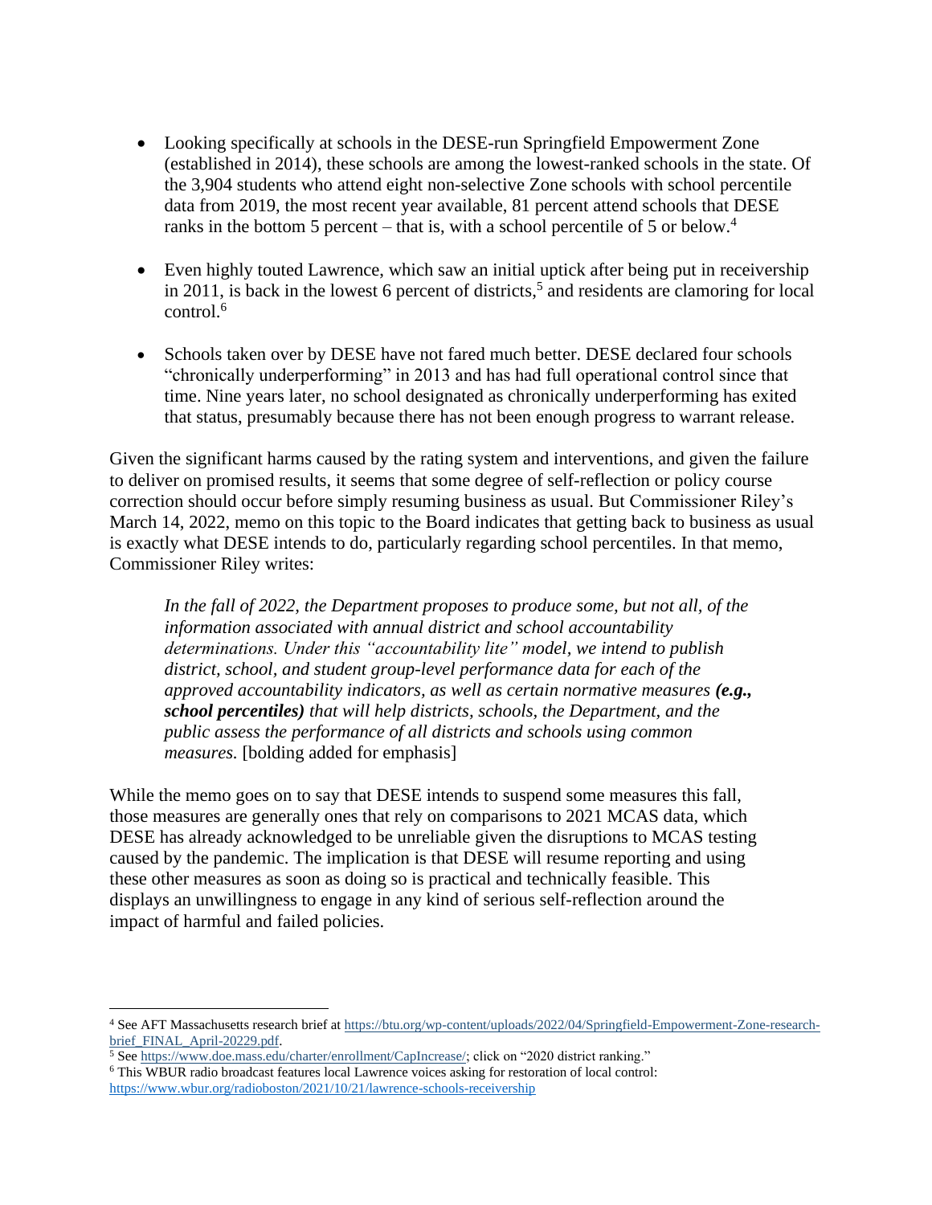- Looking specifically at schools in the DESE-run Springfield Empowerment Zone (established in 2014), these schools are among the lowest-ranked schools in the state. Of the 3,904 students who attend eight non-selective Zone schools with school percentile data from 2019, the most recent year available, 81 percent attend schools that DESE ranks in the bottom 5 percent – that is, with a school percentile of 5 or below.[4]

- Even highly touted Lawrence, which saw an initial uptick after being put in receivership in 2011, is back in the lowest 6 percent of districts,[5] and residents are clamoring for local control.[6]

- Schools taken over by DESE have not fared much better. DESE declared four schools "chronically underperforming" in 2013 and has had full operational control since that time. Nine years later, no school designated as chronically underperforming has exited that status, presumably because there has not been enough progress to warrant release.

Given the significant harms caused by the rating system and interventions, and given the failure to deliver on promised results, it seems that some degree of self-reflection or policy course correction should occur before simply resuming business as usual. But Commissioner Riley's March 14, 2022, memo on this topic to the Board indicates that getting back to business as usual is exactly what DESE intends to do, particularly regarding school percentiles. In that memo, Commissioner Riley writes:

> *In the fall of 2022, the Department proposes to produce some, but not all, of the information associated with annual district and school accountability determinations. Under this "accountability lite" model, we intend to publish district, school, and student group-level performance data for each of the approved accountability indicators, as well as certain normative measures* ***(e.g., school percentiles)*** *that will help districts, schools, the Department, and the public assess the performance of all districts and schools using common measures.* [bolding added for emphasis]

While the memo goes on to say that DESE intends to suspend some measures this fall, those measures are generally ones that rely on comparisons to 2021 MCAS data, which DESE has already acknowledged to be unreliable given the disruptions to MCAS testing caused by the pandemic. The implication is that DESE will resume reporting and using these other measures as soon as doing so is practical and technically feasible. This displays an unwillingness to engage in any kind of serious self-reflection around the impact of harmful and failed policies.

---

[4] See AFT Massachusetts research brief at https://btu.org/wp-content/uploads/2022/04/Springfield-Empowerment-Zone-research-brief_FINAL_April-20229.pdf.

[5] See https://www.doe.mass.edu/charter/enrollment/CapIncrease/; click on "2020 district ranking."

[6] This WBUR radio broadcast features local Lawrence voices asking for restoration of local control: https://www.wbur.org/radioboston/2021/10/21/lawrence-schools-receivership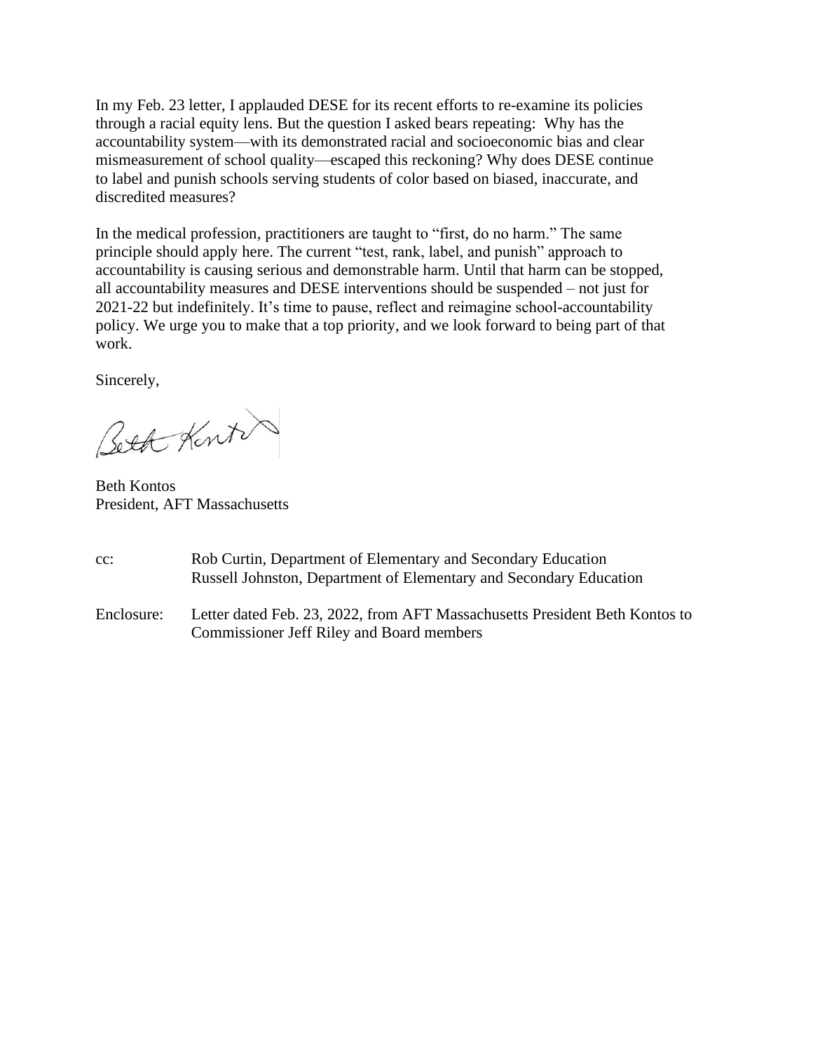In my Feb. 23 letter, I applauded DESE for its recent efforts to re-examine its policies through a racial equity lens. But the question I asked bears repeating: Why has the accountability system—with its demonstrated racial and socioeconomic bias and clear mismeasurement of school quality—escaped this reckoning? Why does DESE continue to label and punish schools serving students of color based on biased, inaccurate, and discredited measures?

In the medical profession, practitioners are taught to "first, do no harm." The same principle should apply here. The current "test, rank, label, and punish" approach to accountability is causing serious and demonstrable harm. Until that harm can be stopped, all accountability measures and DESE interventions should be suspended – not just for 2021-22 but indefinitely. It's time to pause, reflect and reimagine school-accountability policy. We urge you to make that a top priority, and we look forward to being part of that work.

Sincerely,

Beth Kontos

Beth Kontos
President, AFT Massachusetts

cc: Rob Curtin, Department of Elementary and Secondary Education
Russell Johnston, Department of Elementary and Secondary Education

Enclosure: Letter dated Feb. 23, 2022, from AFT Massachusetts President Beth Kontos to Commissioner Jeff Riley and Board members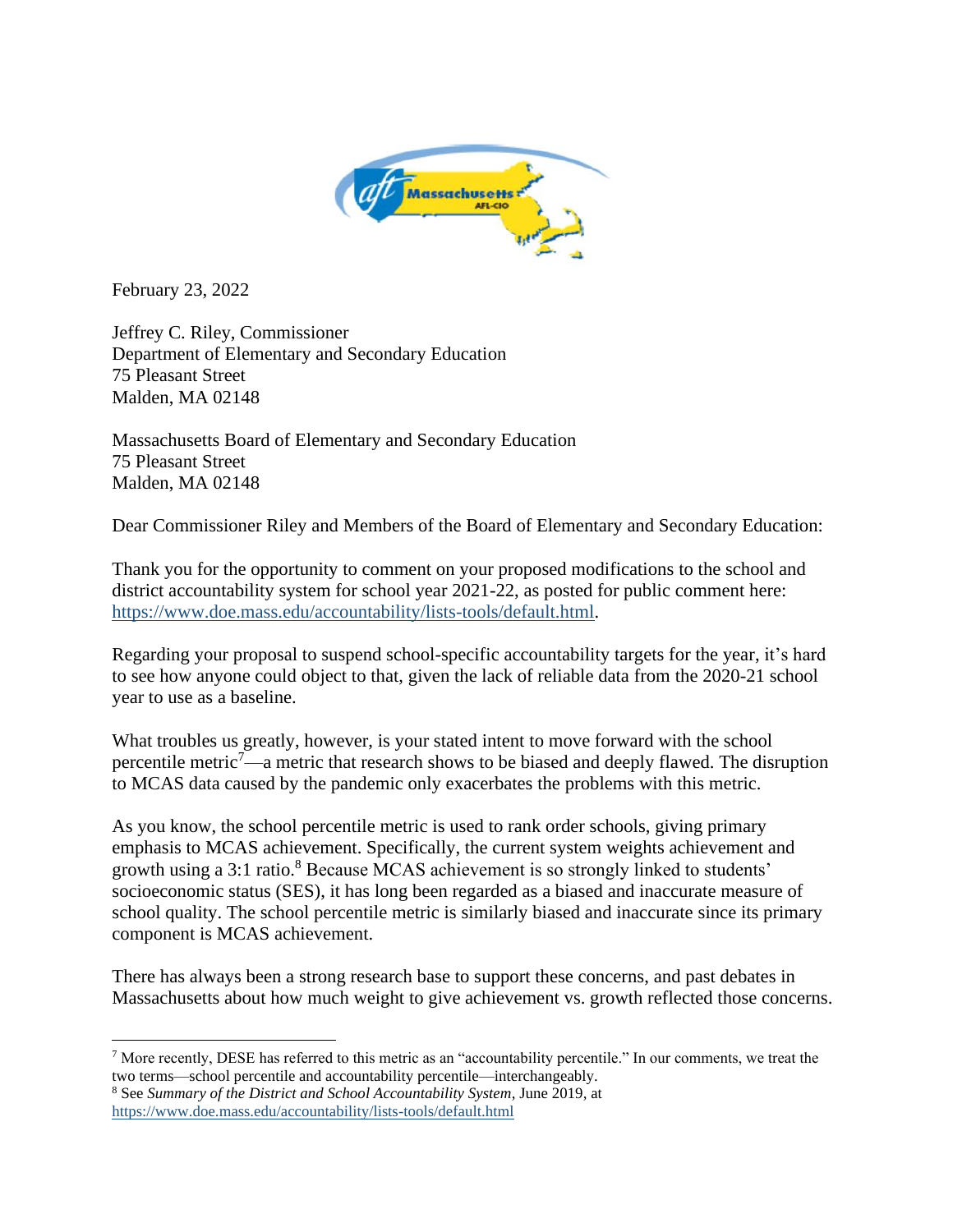February 23, 2022

Jeffrey C. Riley, Commissioner
Department of Elementary and Secondary Education
75 Pleasant Street
Malden, MA 02148

Massachusetts Board of Elementary and Secondary Education
75 Pleasant Street
Malden, MA 02148

Dear Commissioner Riley and Members of the Board of Elementary and Secondary Education:

Thank you for the opportunity to comment on your proposed modifications to the school and district accountability system for school year 2021-22, as posted for public comment here: https://www.doe.mass.edu/accountability/lists-tools/default.html.

Regarding your proposal to suspend school-specific accountability targets for the year, it's hard to see how anyone could object to that, given the lack of reliable data from the 2020-21 school year to use as a baseline.

What troubles us greatly, however, is your stated intent to move forward with the school percentile metric[7]—a metric that research shows to be biased and deeply flawed. The disruption to MCAS data caused by the pandemic only exacerbates the problems with this metric.

As you know, the school percentile metric is used to rank order schools, giving primary emphasis to MCAS achievement. Specifically, the current system weights achievement and growth using a 3:1 ratio.[8] Because MCAS achievement is so strongly linked to students' socioeconomic status (SES), it has long been regarded as a biased and inaccurate measure of school quality. The school percentile metric is similarly biased and inaccurate since its primary component is MCAS achievement.

There has always been a strong research base to support these concerns, and past debates in Massachusetts about how much weight to give achievement vs. growth reflected those concerns.

---

[7] More recently, DESE has referred to this metric as an "accountability percentile." In our comments, we treat the two terms—school percentile and accountability percentile—interchangeably.

[8] See *Summary of the District and School Accountability System*, June 2019, at https://www.doe.mass.edu/accountability/lists-tools/default.html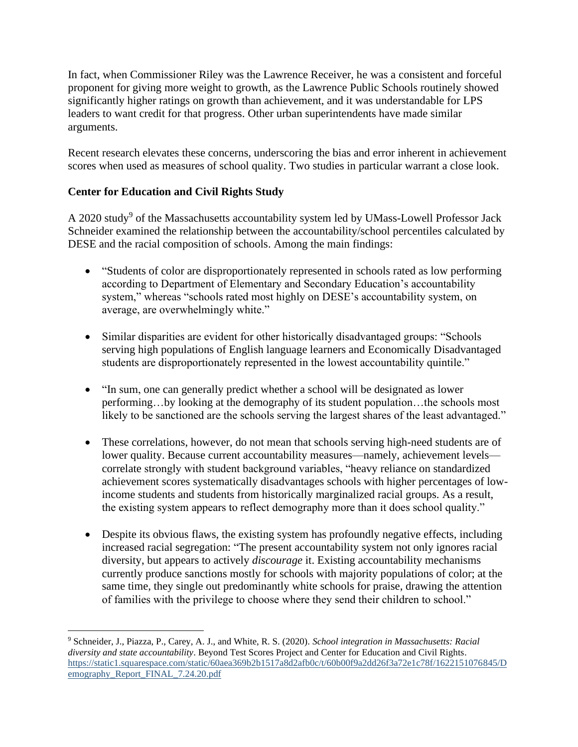In fact, when Commissioner Riley was the Lawrence Receiver, he was a consistent and forceful proponent for giving more weight to growth, as the Lawrence Public Schools routinely showed significantly higher ratings on growth than achievement, and it was understandable for LPS leaders to want credit for that progress. Other urban superintendents have made similar arguments.

Recent research elevates these concerns, underscoring the bias and error inherent in achievement scores when used as measures of school quality. Two studies in particular warrant a close look.

**Center for Education and Civil Rights Study**

A 2020 study[9] of the Massachusetts accountability system led by UMass-Lowell Professor Jack Schneider examined the relationship between the accountability/school percentiles calculated by DESE and the racial composition of schools. Among the main findings:

- "Students of color are disproportionately represented in schools rated as low performing according to Department of Elementary and Secondary Education's accountability system," whereas "schools rated most highly on DESE's accountability system, on average, are overwhelmingly white."

- Similar disparities are evident for other historically disadvantaged groups: "Schools serving high populations of English language learners and Economically Disadvantaged students are disproportionately represented in the lowest accountability quintile."

- "In sum, one can generally predict whether a school will be designated as lower performing…by looking at the demography of its student population…the schools most likely to be sanctioned are the schools serving the largest shares of the least advantaged."

- These correlations, however, do not mean that schools serving high-need students are of lower quality. Because current accountability measures—namely, achievement levels—correlate strongly with student background variables, "heavy reliance on standardized achievement scores systematically disadvantages schools with higher percentages of low-income students and students from historically marginalized racial groups. As a result, the existing system appears to reflect demography more than it does school quality."

- Despite its obvious flaws, the existing system has profoundly negative effects, including increased racial segregation: "The present accountability system not only ignores racial diversity, but appears to actively *discourage* it. Existing accountability mechanisms currently produce sanctions mostly for schools with majority populations of color; at the same time, they single out predominantly white schools for praise, drawing the attention of families with the privilege to choose where they send their children to school."

---

[9] Schneider, J., Piazza, P., Carey, A. J., and White, R. S. (2020). *School integration in Massachusetts: Racial diversity and state accountability*. Beyond Test Scores Project and Center for Education and Civil Rights. https://static1.squarespace.com/static/60aea369b2b1517a8d2afb0c/t/60b00f9a2dd26f3a72e1c78f/1622151076845/Demography_Report_FINAL_7.24.20.pdf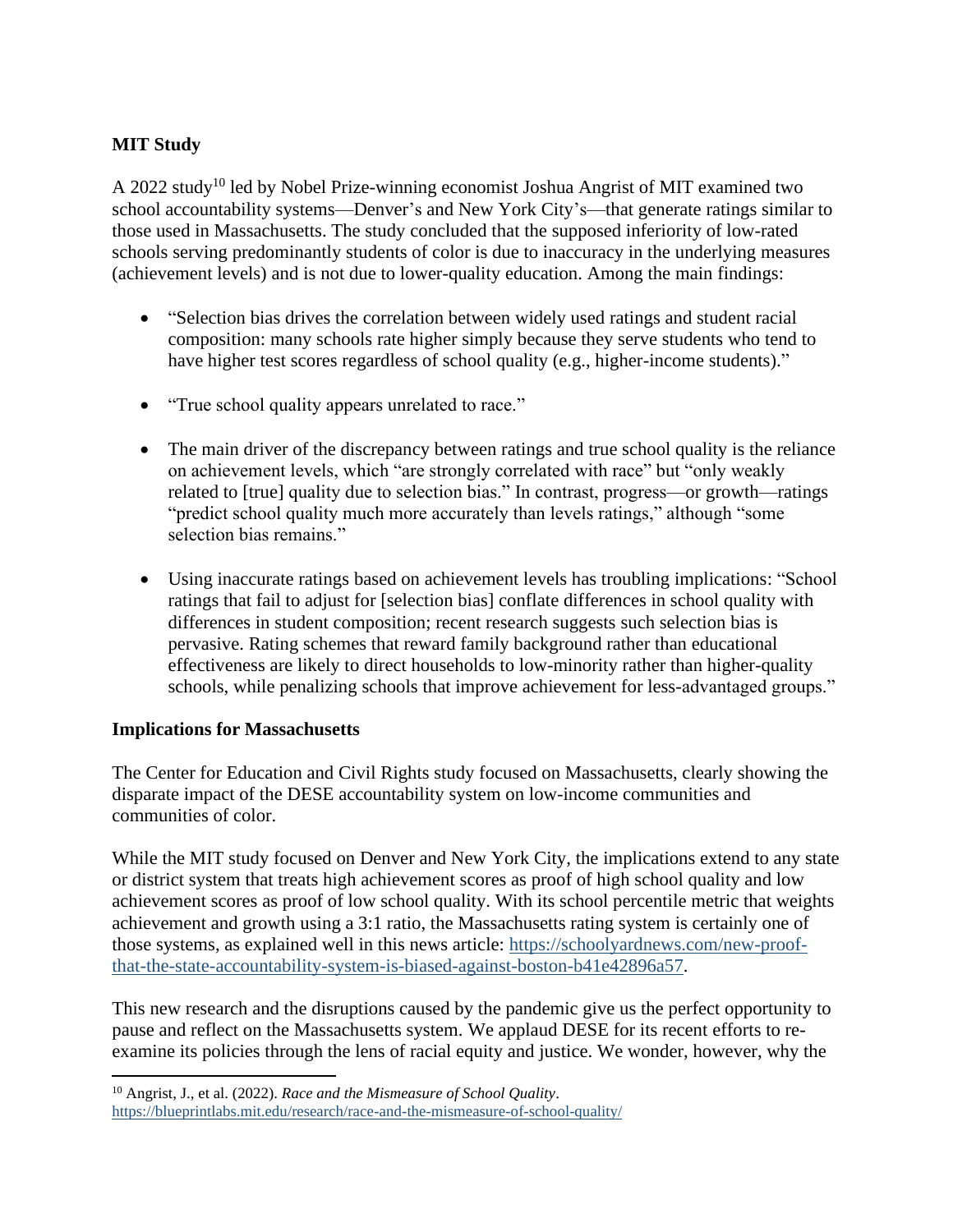**MIT Study**

A 2022 study[10] led by Nobel Prize-winning economist Joshua Angrist of MIT examined two school accountability systems—Denver's and New York City's—that generate ratings similar to those used in Massachusetts. The study concluded that the supposed inferiority of low-rated schools serving predominantly students of color is due to inaccuracy in the underlying measures (achievement levels) and is not due to lower-quality education. Among the main findings:

- "Selection bias drives the correlation between widely used ratings and student racial composition: many schools rate higher simply because they serve students who tend to have higher test scores regardless of school quality (e.g., higher-income students)."

- "True school quality appears unrelated to race."

- The main driver of the discrepancy between ratings and true school quality is the reliance on achievement levels, which "are strongly correlated with race" but "only weakly related to [true] quality due to selection bias." In contrast, progress—or growth—ratings "predict school quality much more accurately than levels ratings," although "some selection bias remains."

- Using inaccurate ratings based on achievement levels has troubling implications: "School ratings that fail to adjust for [selection bias] conflate differences in school quality with differences in student composition; recent research suggests such selection bias is pervasive. Rating schemes that reward family background rather than educational effectiveness are likely to direct households to low-minority rather than higher-quality schools, while penalizing schools that improve achievement for less-advantaged groups."

**Implications for Massachusetts**

The Center for Education and Civil Rights study focused on Massachusetts, clearly showing the disparate impact of the DESE accountability system on low-income communities and communities of color.

While the MIT study focused on Denver and New York City, the implications extend to any state or district system that treats high achievement scores as proof of high school quality and low achievement scores as proof of low school quality. With its school percentile metric that weights achievement and growth using a 3:1 ratio, the Massachusetts rating system is certainly one of those systems, as explained well in this news article: https://schoolyardnews.com/new-proof-that-the-state-accountability-system-is-biased-against-boston-b41e42896a57.

This new research and the disruptions caused by the pandemic give us the perfect opportunity to pause and reflect on the Massachusetts system. We applaud DESE for its recent efforts to re-examine its policies through the lens of racial equity and justice. We wonder, however, why the

---

[10] Angrist, J., et al. (2022). *Race and the Mismeasure of School Quality*. https://blueprintlabs.mit.edu/research/race-and-the-mismeasure-of-school-quality/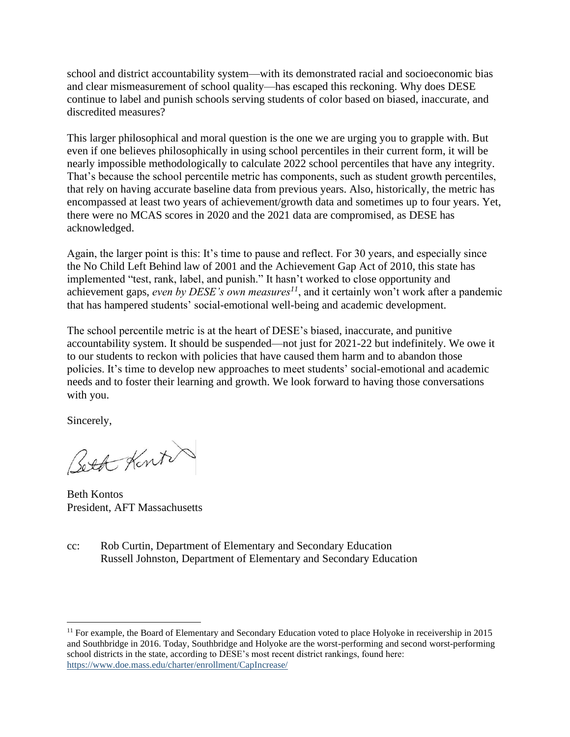school and district accountability system—with its demonstrated racial and socioeconomic bias and clear mismeasurement of school quality—has escaped this reckoning. Why does DESE continue to label and punish schools serving students of color based on biased, inaccurate, and discredited measures?

This larger philosophical and moral question is the one we are urging you to grapple with. But even if one believes philosophically in using school percentiles in their current form, it will be nearly impossible methodologically to calculate 2022 school percentiles that have any integrity. That's because the school percentile metric has components, such as student growth percentiles, that rely on having accurate baseline data from previous years. Also, historically, the metric has encompassed at least two years of achievement/growth data and sometimes up to four years. Yet, there were no MCAS scores in 2020 and the 2021 data are compromised, as DESE has acknowledged.

Again, the larger point is this: It's time to pause and reflect. For 30 years, and especially since the No Child Left Behind law of 2001 and the Achievement Gap Act of 2010, this state has implemented "test, rank, label, and punish." It hasn't worked to close opportunity and achievement gaps, *even by DESE's own measures*[11], and it certainly won't work after a pandemic that has hampered students' social-emotional well-being and academic development.

The school percentile metric is at the heart of DESE's biased, inaccurate, and punitive accountability system. It should be suspended—not just for 2021-22 but indefinitely. We owe it to our students to reckon with policies that have caused them harm and to abandon those policies. It's time to develop new approaches to meet students' social-emotional and academic needs and to foster their learning and growth. We look forward to having those conversations with you.

Sincerely,

Beth Kontos
President, AFT Massachusetts

cc: Rob Curtin, Department of Elementary and Secondary Education
Russell Johnston, Department of Elementary and Secondary Education

[11] For example, the Board of Elementary and Secondary Education voted to place Holyoke in receivership in 2015 and Southbridge in 2016. Today, Southbridge and Holyoke are the worst-performing and second worst-performing school districts in the state, according to DESE's most recent district rankings, found here: https://www.doe.mass.edu/charter/enrollment/CapIncrease/